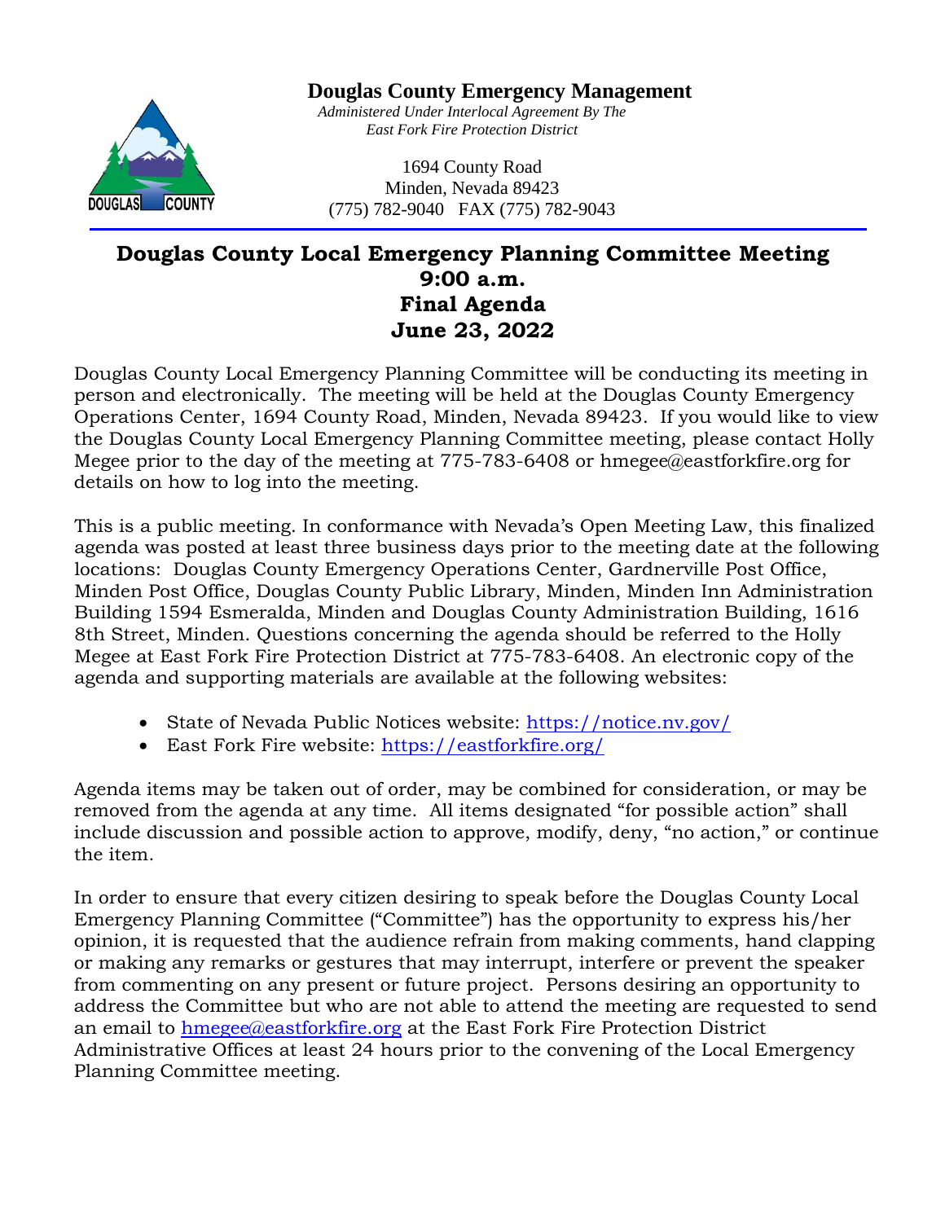# Douglas County Emergency Management

*Administered Under Interlocal Agreement By The East Fork Fire Protection District*

1694 County Road
Minden, Nevada 89423
(775) 782-9040 FAX (775) 782-9043

## Douglas County Local Emergency Planning Committee Meeting
## 9:00 a.m.
## Final Agenda
## June 23, 2022

Douglas County Local Emergency Planning Committee will be conducting its meeting in person and electronically. The meeting will be held at the Douglas County Emergency Operations Center, 1694 County Road, Minden, Nevada 89423. If you would like to view the Douglas County Local Emergency Planning Committee meeting, please contact Holly Megee prior to the day of the meeting at 775-783-6408 or hmegee@eastforkfire.org for details on how to log into the meeting.

This is a public meeting. In conformance with Nevada's Open Meeting Law, this finalized agenda was posted at least three business days prior to the meeting date at the following locations: Douglas County Emergency Operations Center, Gardnerville Post Office, Minden Post Office, Douglas County Public Library, Minden, Minden Inn Administration Building 1594 Esmeralda, Minden and Douglas County Administration Building, 1616 8th Street, Minden. Questions concerning the agenda should be referred to the Holly Megee at East Fork Fire Protection District at 775-783-6408. An electronic copy of the agenda and supporting materials are available at the following websites:

- State of Nevada Public Notices website: https://notice.nv.gov/
- East Fork Fire website: https://eastforkfire.org/

Agenda items may be taken out of order, may be combined for consideration, or may be removed from the agenda at any time. All items designated "for possible action" shall include discussion and possible action to approve, modify, deny, "no action," or continue the item.

In order to ensure that every citizen desiring to speak before the Douglas County Local Emergency Planning Committee ("Committee") has the opportunity to express his/her opinion, it is requested that the audience refrain from making comments, hand clapping or making any remarks or gestures that may interrupt, interfere or prevent the speaker from commenting on any present or future project. Persons desiring an opportunity to address the Committee but who are not able to attend the meeting are requested to send an email to hmegee@eastforkfire.org at the East Fork Fire Protection District Administrative Offices at least 24 hours prior to the convening of the Local Emergency Planning Committee meeting.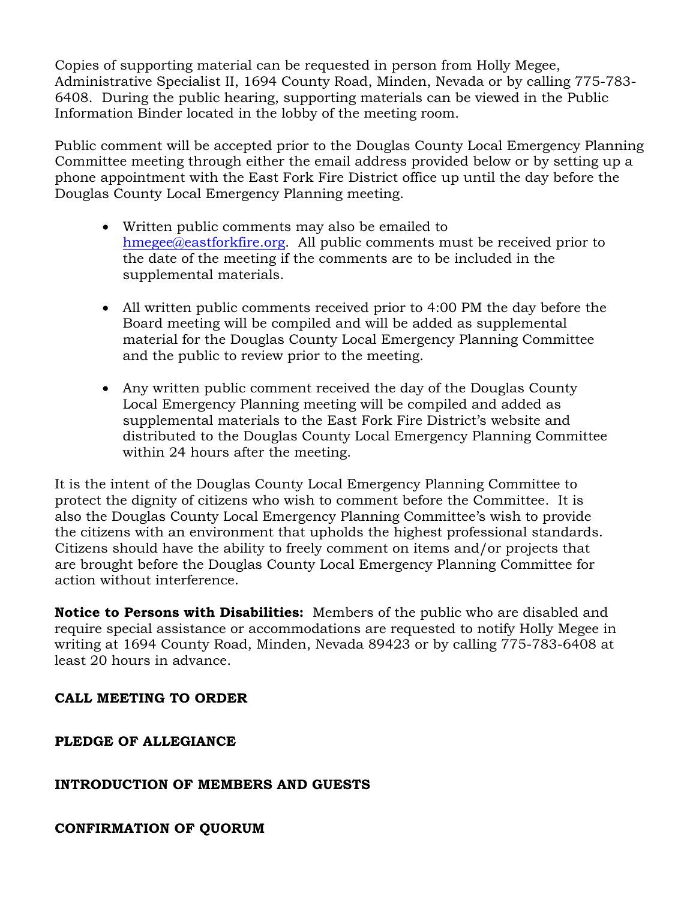Copies of supporting material can be requested in person from Holly Megee, Administrative Specialist II, 1694 County Road, Minden, Nevada or by calling 775-783-6408. During the public hearing, supporting materials can be viewed in the Public Information Binder located in the lobby of the meeting room.

Public comment will be accepted prior to the Douglas County Local Emergency Planning Committee meeting through either the email address provided below or by setting up a phone appointment with the East Fork Fire District office up until the day before the Douglas County Local Emergency Planning meeting.

- Written public comments may also be emailed to hmegee@eastforkfire.org. All public comments must be received prior to the date of the meeting if the comments are to be included in the supplemental materials.
- All written public comments received prior to 4:00 PM the day before the Board meeting will be compiled and will be added as supplemental material for the Douglas County Local Emergency Planning Committee and the public to review prior to the meeting.
- Any written public comment received the day of the Douglas County Local Emergency Planning meeting will be compiled and added as supplemental materials to the East Fork Fire District's website and distributed to the Douglas County Local Emergency Planning Committee within 24 hours after the meeting.

It is the intent of the Douglas County Local Emergency Planning Committee to protect the dignity of citizens who wish to comment before the Committee. It is also the Douglas County Local Emergency Planning Committee's wish to provide the citizens with an environment that upholds the highest professional standards. Citizens should have the ability to freely comment on items and/or projects that are brought before the Douglas County Local Emergency Planning Committee for action without interference.

**Notice to Persons with Disabilities:** Members of the public who are disabled and require special assistance or accommodations are requested to notify Holly Megee in writing at 1694 County Road, Minden, Nevada 89423 or by calling 775-783-6408 at least 20 hours in advance.

**CALL MEETING TO ORDER**

**PLEDGE OF ALLEGIANCE**

**INTRODUCTION OF MEMBERS AND GUESTS**

**CONFIRMATION OF QUORUM**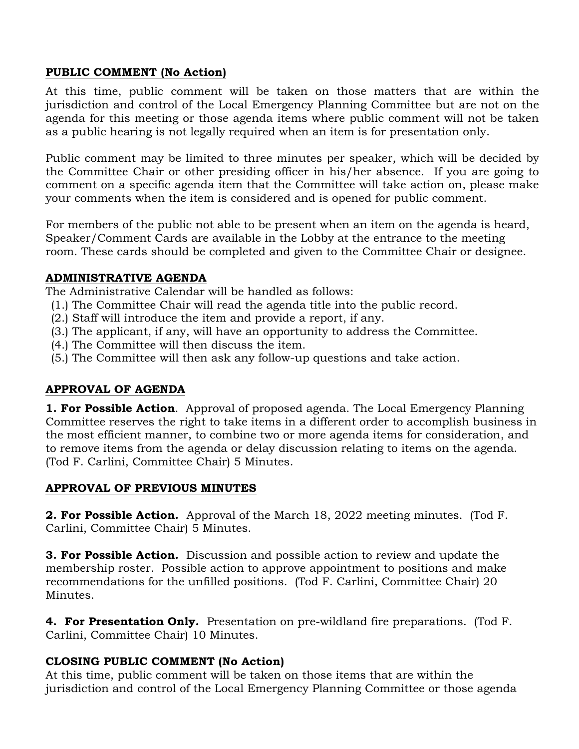**PUBLIC COMMENT (No Action)**

At this time, public comment will be taken on those matters that are within the jurisdiction and control of the Local Emergency Planning Committee but are not on the agenda for this meeting or those agenda items where public comment will not be taken as a public hearing is not legally required when an item is for presentation only.

Public comment may be limited to three minutes per speaker, which will be decided by the Committee Chair or other presiding officer in his/her absence. If you are going to comment on a specific agenda item that the Committee will take action on, please make your comments when the item is considered and is opened for public comment.

For members of the public not able to be present when an item on the agenda is heard, Speaker/Comment Cards are available in the Lobby at the entrance to the meeting room. These cards should be completed and given to the Committee Chair or designee.

**ADMINISTRATIVE AGENDA**

The Administrative Calendar will be handled as follows:

(1.) The Committee Chair will read the agenda title into the public record.
(2.) Staff will introduce the item and provide a report, if any.
(3.) The applicant, if any, will have an opportunity to address the Committee.
(4.) The Committee will then discuss the item.
(5.) The Committee will then ask any follow-up questions and take action.

**APPROVAL OF AGENDA**

**1. For Possible Action**. Approval of proposed agenda. The Local Emergency Planning Committee reserves the right to take items in a different order to accomplish business in the most efficient manner, to combine two or more agenda items for consideration, and to remove items from the agenda or delay discussion relating to items on the agenda. (Tod F. Carlini, Committee Chair) 5 Minutes.

**APPROVAL OF PREVIOUS MINUTES**

**2. For Possible Action.** Approval of the March 18, 2022 meeting minutes. (Tod F. Carlini, Committee Chair) 5 Minutes.

**3. For Possible Action.** Discussion and possible action to review and update the membership roster. Possible action to approve appointment to positions and make recommendations for the unfilled positions. (Tod F. Carlini, Committee Chair) 20 Minutes.

**4. For Presentation Only.** Presentation on pre-wildland fire preparations. (Tod F. Carlini, Committee Chair) 10 Minutes.

**CLOSING PUBLIC COMMENT (No Action)**

At this time, public comment will be taken on those items that are within the jurisdiction and control of the Local Emergency Planning Committee or those agenda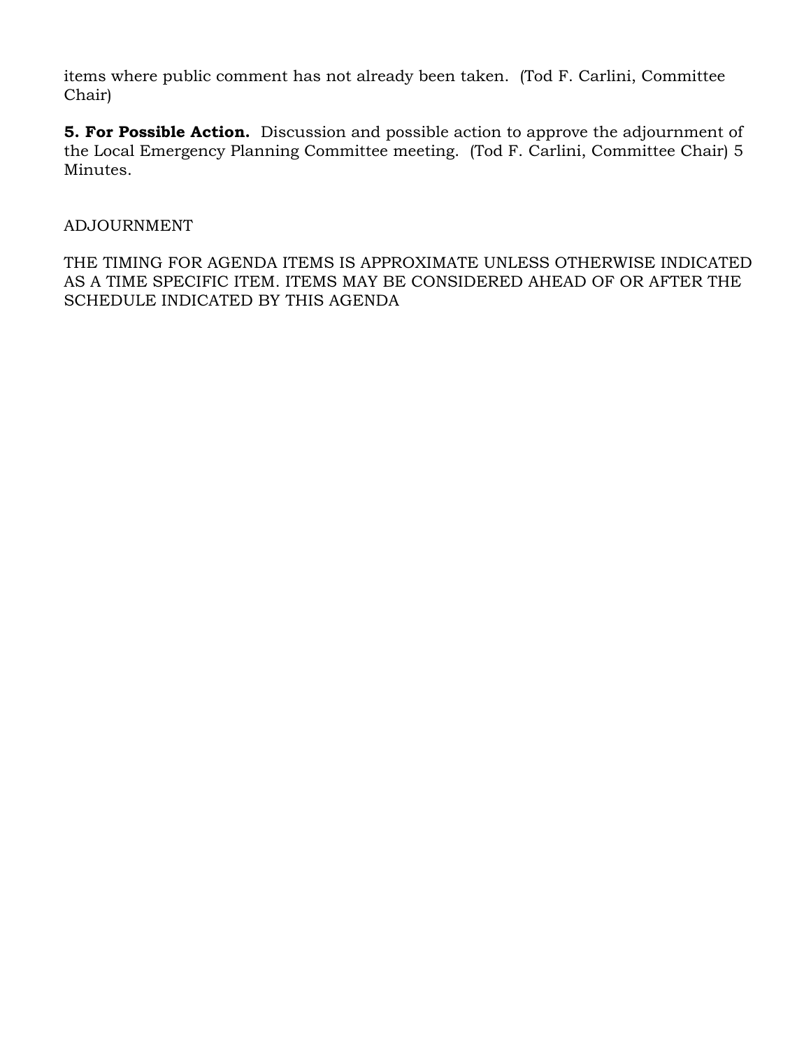items where public comment has not already been taken. (Tod F. Carlini, Committee Chair)

**5. For Possible Action.** Discussion and possible action to approve the adjournment of the Local Emergency Planning Committee meeting. (Tod F. Carlini, Committee Chair) 5 Minutes.

ADJOURNMENT

THE TIMING FOR AGENDA ITEMS IS APPROXIMATE UNLESS OTHERWISE INDICATED AS A TIME SPECIFIC ITEM. ITEMS MAY BE CONSIDERED AHEAD OF OR AFTER THE SCHEDULE INDICATED BY THIS AGENDA